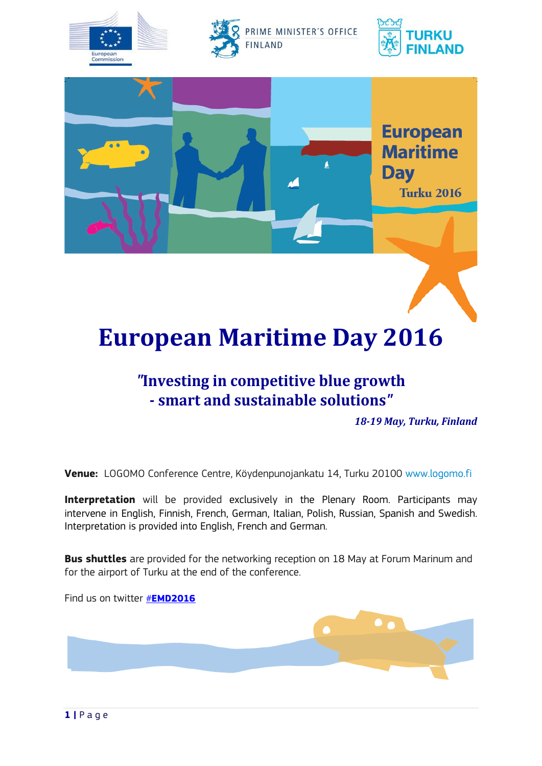# European Maritime Day 2016

## "Investing in competitive blue growth - smart and sustainable solutions"

*18-19 May, Turku, Finland*

**Venue:** LOGOMO Conference Centre, Köydenpunojankatu 14, Turku 20100 www.logomo.fi

**Interpretation** will be provided exclusively in the Plenary Room. Participants may intervene in English, Finnish, French, German, Italian, Polish, Russian, Spanish and Swedish. Interpretation is provided into English, French and German.

**Bus shuttles** are provided for the networking reception on 18 May at Forum Marinum and for the airport of Turku at the end of the conference.

Find us on twitter **#EMD2016**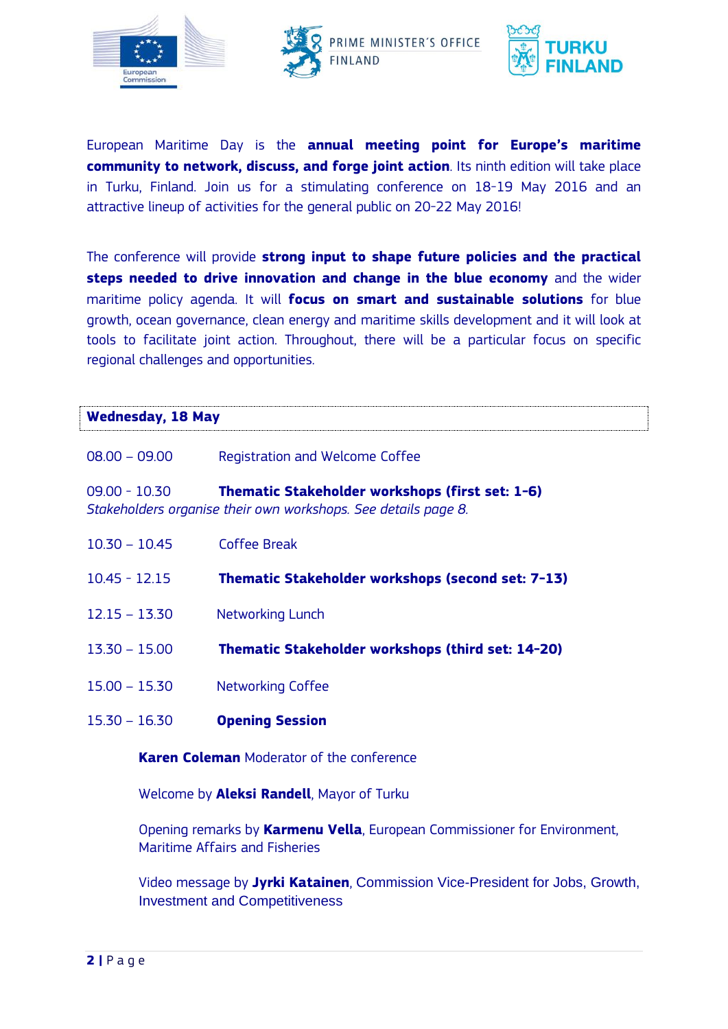European Maritime Day is the **annual meeting point for Europe's maritime community to network, discuss, and forge joint action**. Its ninth edition will take place in Turku, Finland. Join us for a stimulating conference on 18-19 May 2016 and an attractive lineup of activities for the general public on 20-22 May 2016!

The conference will provide **strong input to shape future policies and the practical steps needed to drive innovation and change in the blue economy** and the wider maritime policy agenda. It will **focus on smart and sustainable solutions** for blue growth, ocean governance, clean energy and maritime skills development and it will look at tools to facilitate joint action. Throughout, there will be a particular focus on specific regional challenges and opportunities.

## Wednesday, 18 May

08.00 – 09.00 Registration and Welcome Coffee

09.00 - 10.30 **Thematic Stakeholder workshops (first set: 1-6)**
*Stakeholders organise their own workshops. See details page 8.*

10.30 – 10.45 Coffee Break

10.45 - 12.15 **Thematic Stakeholder workshops (second set: 7-13)**

12.15 – 13.30 Networking Lunch

13.30 – 15.00 **Thematic Stakeholder workshops (third set: 14-20)**

15.00 – 15.30 Networking Coffee

15.30 – 16.30 **Opening Session**

**Karen Coleman** Moderator of the conference

Welcome by **Aleksi Randell**, Mayor of Turku

Opening remarks by **Karmenu Vella**, European Commissioner for Environment, Maritime Affairs and Fisheries

Video message by **Jyrki Katainen**, Commission Vice-President for Jobs, Growth, Investment and Competitiveness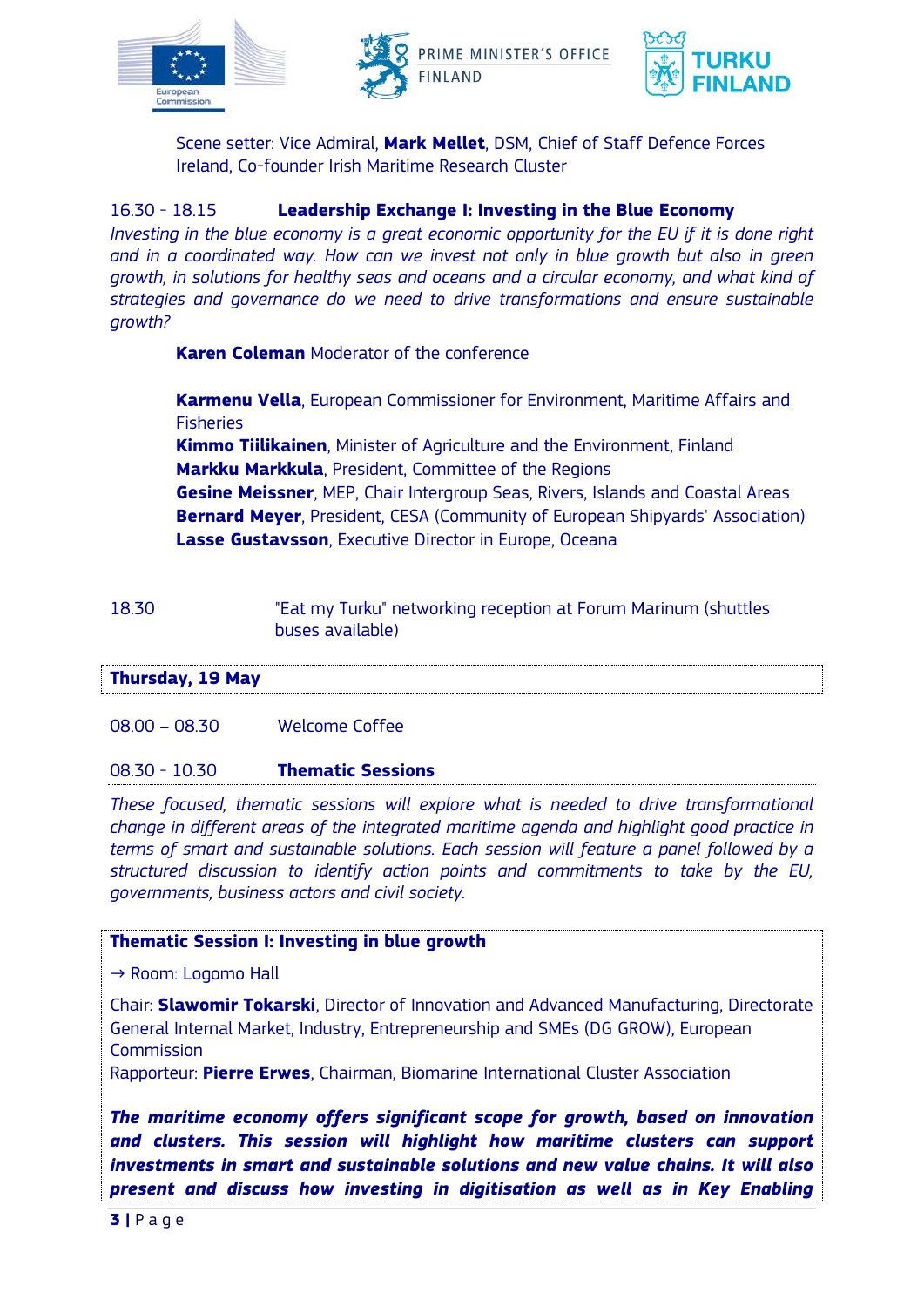Scene setter: Vice Admiral, **Mark Mellet**, DSM, Chief of Staff Defence Forces Ireland, Co-founder Irish Maritime Research Cluster

16.30 - 18.15 **Leadership Exchange I: Investing in the Blue Economy**

*Investing in the blue economy is a great economic opportunity for the EU if it is done right and in a coordinated way. How can we invest not only in blue growth but also in green growth, in solutions for healthy seas and oceans and a circular economy, and what kind of strategies and governance do we need to drive transformations and ensure sustainable growth?*

**Karen Coleman** Moderator of the conference

**Karmenu Vella**, European Commissioner for Environment, Maritime Affairs and Fisheries
**Kimmo Tiilikainen**, Minister of Agriculture and the Environment, Finland
**Markku Markkula**, President, Committee of the Regions
**Gesine Meissner**, MEP, Chair Intergroup Seas, Rivers, Islands and Coastal Areas
**Bernard Meyer**, President, CESA (Community of European Shipyards' Association)
**Lasse Gustavsson**, Executive Director in Europe, Oceana

18.30 "Eat my Turku" networking reception at Forum Marinum (shuttles buses available)

## Thursday, 19 May

08.00 – 08.30 Welcome Coffee

08.30 - 10.30 **Thematic Sessions**

*These focused, thematic sessions will explore what is needed to drive transformational change in different areas of the integrated maritime agenda and highlight good practice in terms of smart and sustainable solutions. Each session will feature a panel followed by a structured discussion to identify action points and commitments to take by the EU, governments, business actors and civil society.*

### Thematic Session I: Investing in blue growth

→ Room: Logomo Hall

Chair: **Slawomir Tokarski**, Director of Innovation and Advanced Manufacturing, Directorate General Internal Market, Industry, Entrepreneurship and SMEs (DG GROW), European Commission
Rapporteur: **Pierre Erwes**, Chairman, Biomarine International Cluster Association

***The maritime economy offers significant scope for growth, based on innovation and clusters. This session will highlight how maritime clusters can support investments in smart and sustainable solutions and new value chains. It will also present and discuss how investing in digitisation as well as in Key Enabling***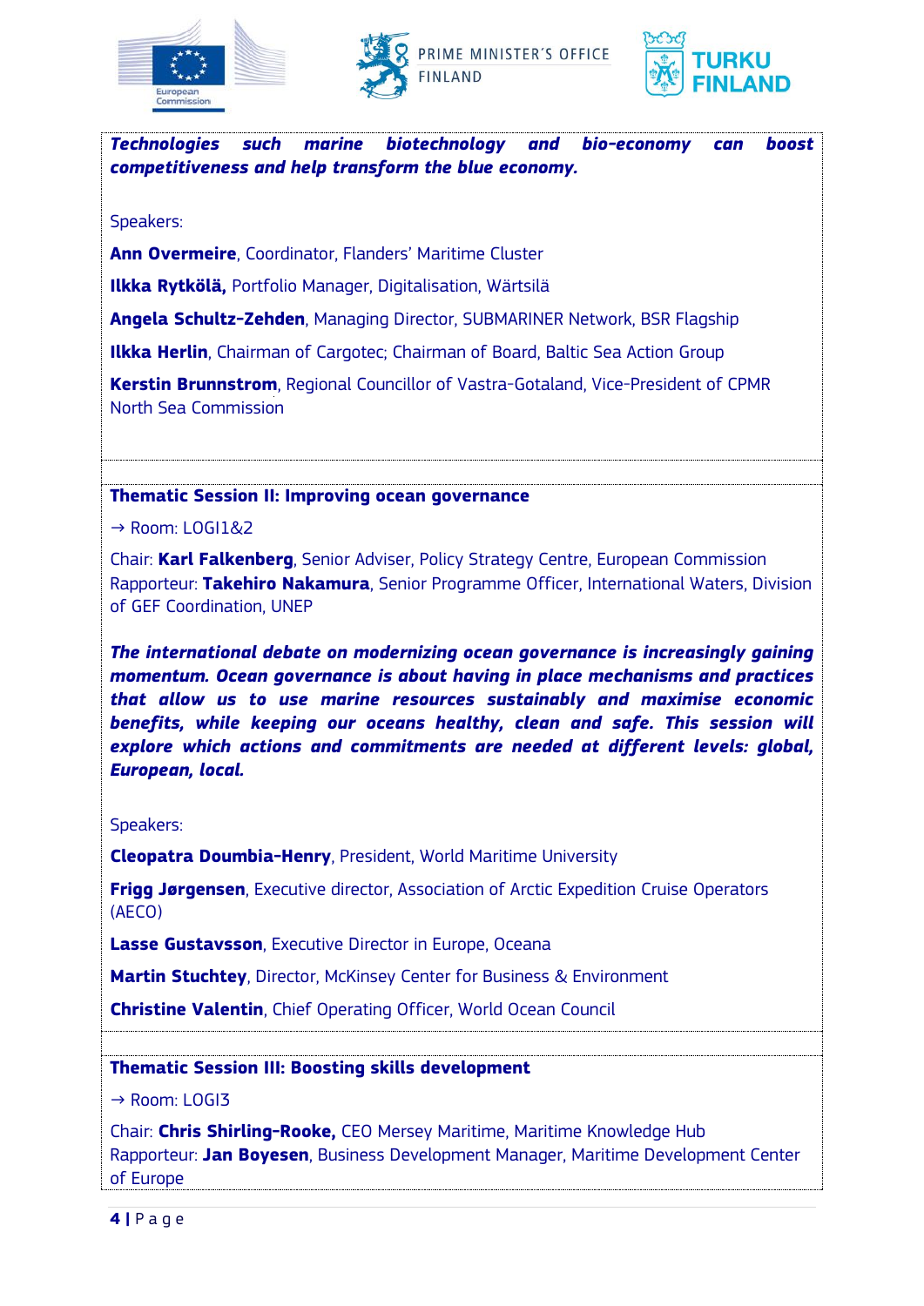***Technologies such marine biotechnology and bio-economy can boost competitiveness and help transform the blue economy.***

Speakers:

**Ann Overmeire**, Coordinator, Flanders' Maritime Cluster

**Ilkka Rytkölä,** Portfolio Manager, Digitalisation, Wärtsilä

**Angela Schultz-Zehden**, Managing Director, SUBMARINER Network, BSR Flagship

**Ilkka Herlin**, Chairman of Cargotec; Chairman of Board, Baltic Sea Action Group

**Kerstin Brunnstrom**, Regional Councillor of Vastra-Gotaland, Vice-President of CPMR North Sea Commission

### Thematic Session II: Improving ocean governance

→ Room: LOGI1&2

Chair: **Karl Falkenberg**, Senior Adviser, Policy Strategy Centre, European Commission
Rapporteur: **Takehiro Nakamura**, Senior Programme Officer, International Waters, Division of GEF Coordination, UNEP

***The international debate on modernizing ocean governance is increasingly gaining momentum. Ocean governance is about having in place mechanisms and practices that allow us to use marine resources sustainably and maximise economic benefits, while keeping our oceans healthy, clean and safe. This session will explore which actions and commitments are needed at different levels: global, European, local.***

Speakers:

**Cleopatra Doumbia-Henry**, President, World Maritime University

**Frigg Jørgensen**, Executive director, Association of Arctic Expedition Cruise Operators (AECO)

**Lasse Gustavsson**, Executive Director in Europe, Oceana

**Martin Stuchtey**, Director, McKinsey Center for Business & Environment

**Christine Valentin**, Chief Operating Officer, World Ocean Council

### Thematic Session III: Boosting skills development

→ Room: LOGI3

Chair: **Chris Shirling-Rooke,** CEO Mersey Maritime, Maritime Knowledge Hub
Rapporteur: **Jan Boyesen**, Business Development Manager, Maritime Development Center of Europe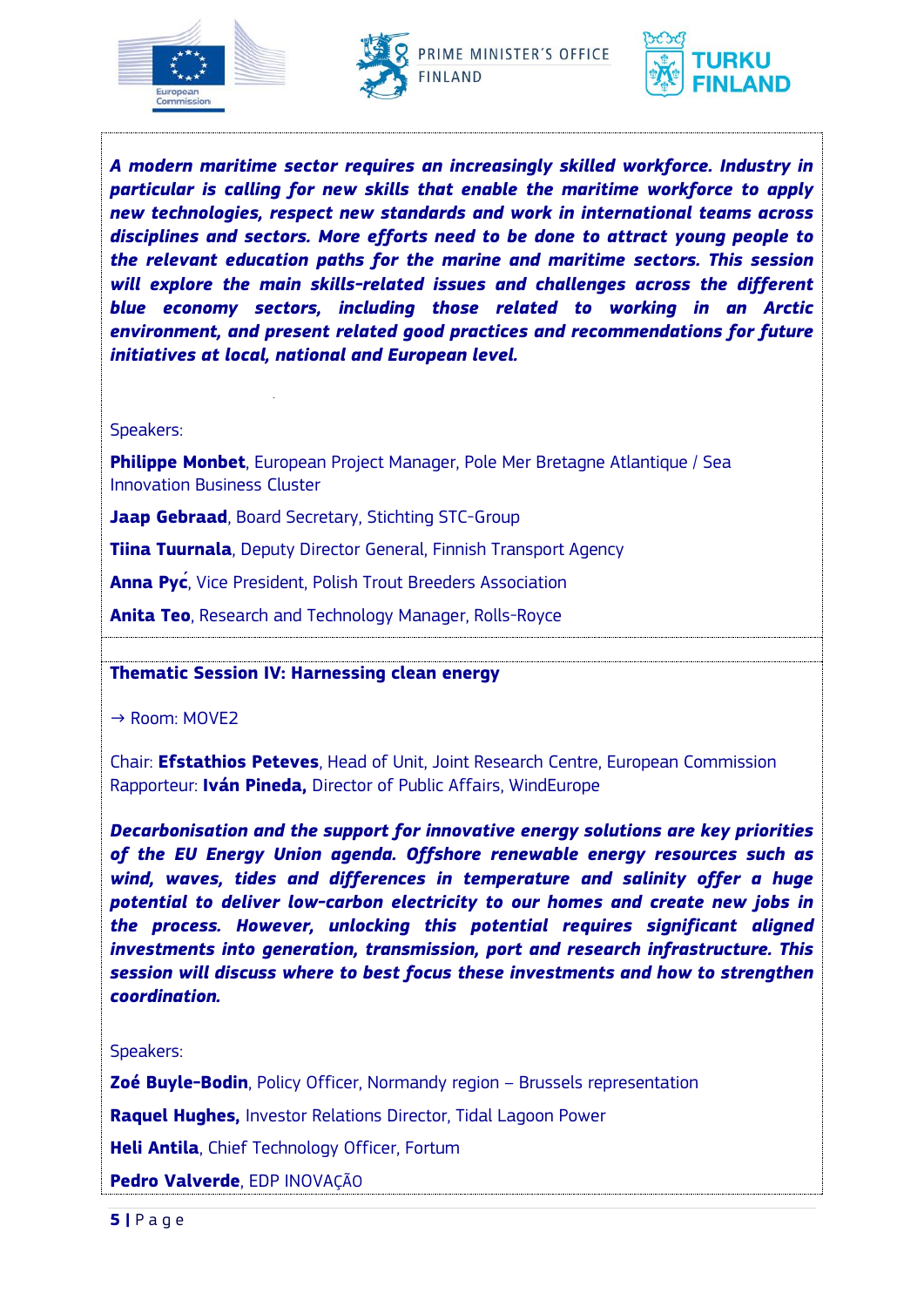***A modern maritime sector requires an increasingly skilled workforce. Industry in particular is calling for new skills that enable the maritime workforce to apply new technologies, respect new standards and work in international teams across disciplines and sectors. More efforts need to be done to attract young people to the relevant education paths for the marine and maritime sectors. This session will explore the main skills-related issues and challenges across the different blue economy sectors, including those related to working in an Arctic environment, and present related good practices and recommendations for future initiatives at local, national and European level.***

Speakers:

**Philippe Monbet**, European Project Manager, Pole Mer Bretagne Atlantique / Sea Innovation Business Cluster

**Jaap Gebraad**, Board Secretary, Stichting STC-Group

**Tiina Tuurnala**, Deputy Director General, Finnish Transport Agency

**Anna Pyć**, Vice President, Polish Trout Breeders Association

**Anita Teo**, Research and Technology Manager, Rolls-Royce

### Thematic Session IV: Harnessing clean energy

→ Room: MOVE2

Chair: **Efstathios Peteves**, Head of Unit, Joint Research Centre, European Commission
Rapporteur: **Iván Pineda,** Director of Public Affairs, WindEurope

***Decarbonisation and the support for innovative energy solutions are key priorities of the EU Energy Union agenda. Offshore renewable energy resources such as wind, waves, tides and differences in temperature and salinity offer a huge potential to deliver low-carbon electricity to our homes and create new jobs in the process. However, unlocking this potential requires significant aligned investments into generation, transmission, port and research infrastructure. This session will discuss where to best focus these investments and how to strengthen coordination.***

Speakers:

**Zoé Buyle-Bodin**, Policy Officer, Normandy region – Brussels representation

**Raquel Hughes,** Investor Relations Director, Tidal Lagoon Power

**Heli Antila**, Chief Technology Officer, Fortum

**Pedro Valverde**, EDP INOVAÇÃO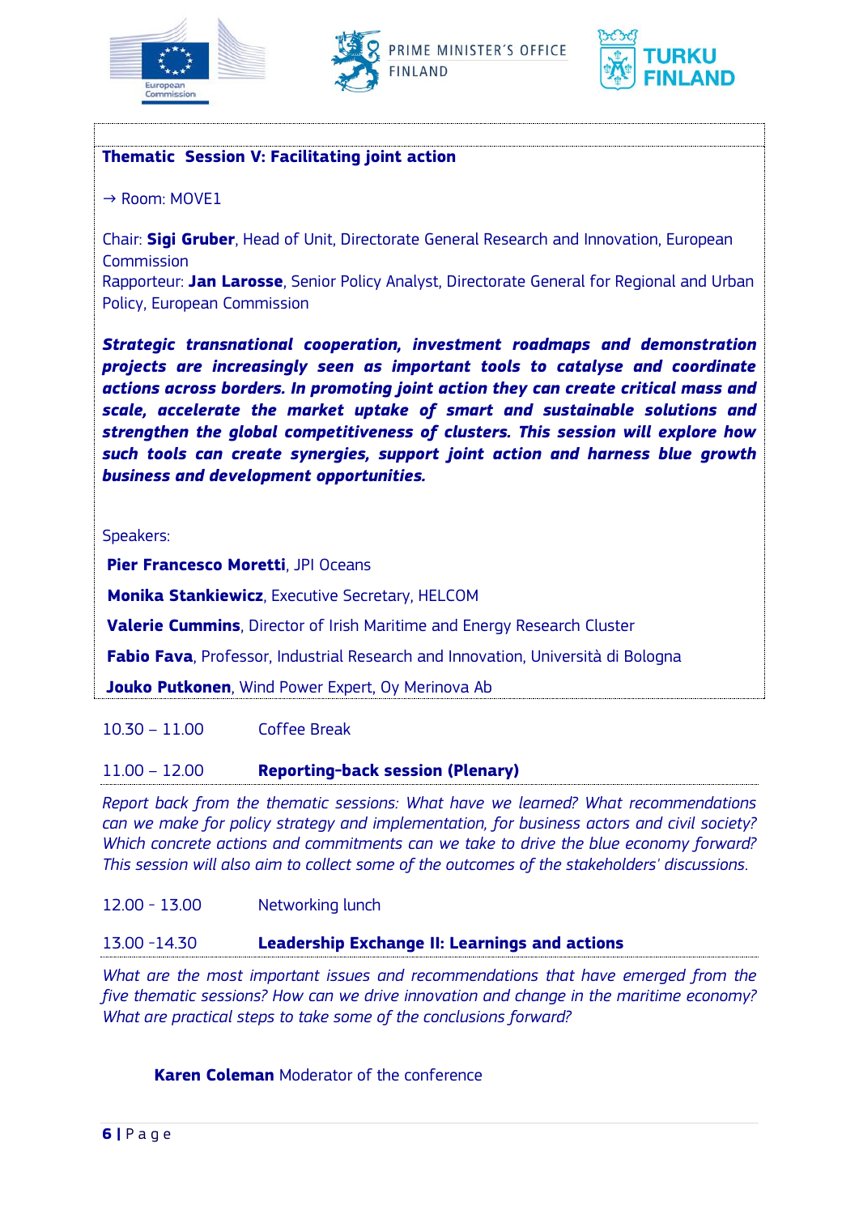**Thematic Session V: Facilitating joint action**

→ Room: MOVE1

Chair: **Sigi Gruber**, Head of Unit, Directorate General Research and Innovation, European Commission
Rapporteur: **Jan Larosse**, Senior Policy Analyst, Directorate General for Regional and Urban Policy, European Commission

***Strategic transnational cooperation, investment roadmaps and demonstration projects are increasingly seen as important tools to catalyse and coordinate actions across borders. In promoting joint action they can create critical mass and scale, accelerate the market uptake of smart and sustainable solutions and strengthen the global competitiveness of clusters. This session will explore how such tools can create synergies, support joint action and harness blue growth business and development opportunities.***

Speakers:

**Pier Francesco Moretti**, JPI Oceans

**Monika Stankiewicz**, Executive Secretary, HELCOM

**Valerie Cummins**, Director of Irish Maritime and Energy Research Cluster

**Fabio Fava**, Professor, Industrial Research and Innovation, Università di Bologna

**Jouko Putkonen**, Wind Power Expert, Oy Merinova Ab

10.30 – 11.00 Coffee Break

11.00 – 12.00 **Reporting-back session (Plenary)**

*Report back from the thematic sessions: What have we learned? What recommendations can we make for policy strategy and implementation, for business actors and civil society? Which concrete actions and commitments can we take to drive the blue economy forward? This session will also aim to collect some of the outcomes of the stakeholders' discussions.*

12.00 - 13.00 Networking lunch

13.00 -14.30 **Leadership Exchange II: Learnings and actions**

*What are the most important issues and recommendations that have emerged from the five thematic sessions? How can we drive innovation and change in the maritime economy? What are practical steps to take some of the conclusions forward?*

**Karen Coleman** Moderator of the conference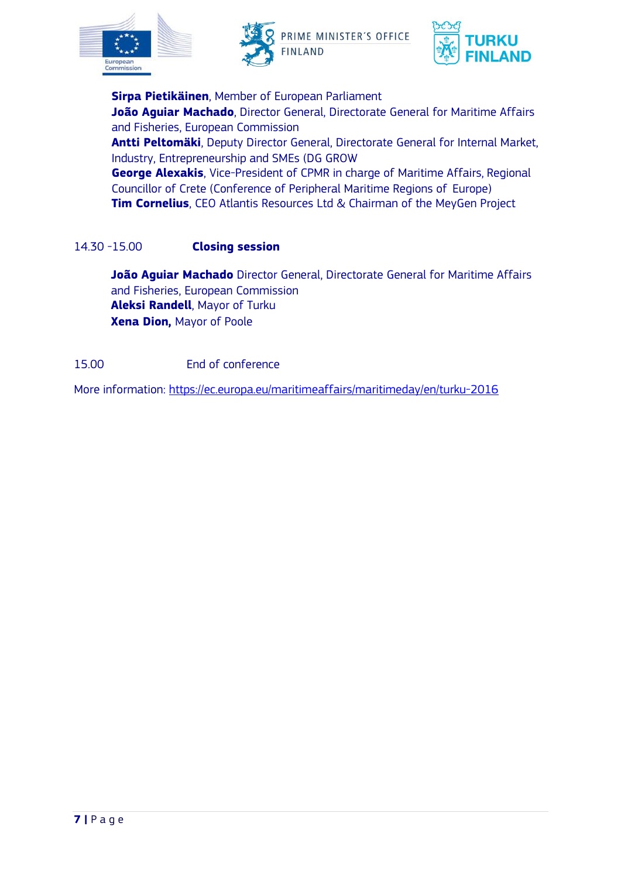**Sirpa Pietikäinen**, Member of European Parliament
**João Aguiar Machado**, Director General, Directorate General for Maritime Affairs and Fisheries, European Commission
**Antti Peltomäki**, Deputy Director General, Directorate General for Internal Market, Industry, Entrepreneurship and SMEs (DG GROW
**George Alexakis**, Vice-President of CPMR in charge of Maritime Affairs, Regional Councillor of Crete (Conference of Peripheral Maritime Regions of Europe)
**Tim Cornelius**, CEO Atlantis Resources Ltd & Chairman of the MeyGen Project

14.30 -15.00 **Closing session**

**João Aguiar Machado** Director General, Directorate General for Maritime Affairs and Fisheries, European Commission
**Aleksi Randell**, Mayor of Turku
**Xena Dion,** Mayor of Poole

15.00 End of conference

More information: https://ec.europa.eu/maritimeaffairs/maritimeday/en/turku-2016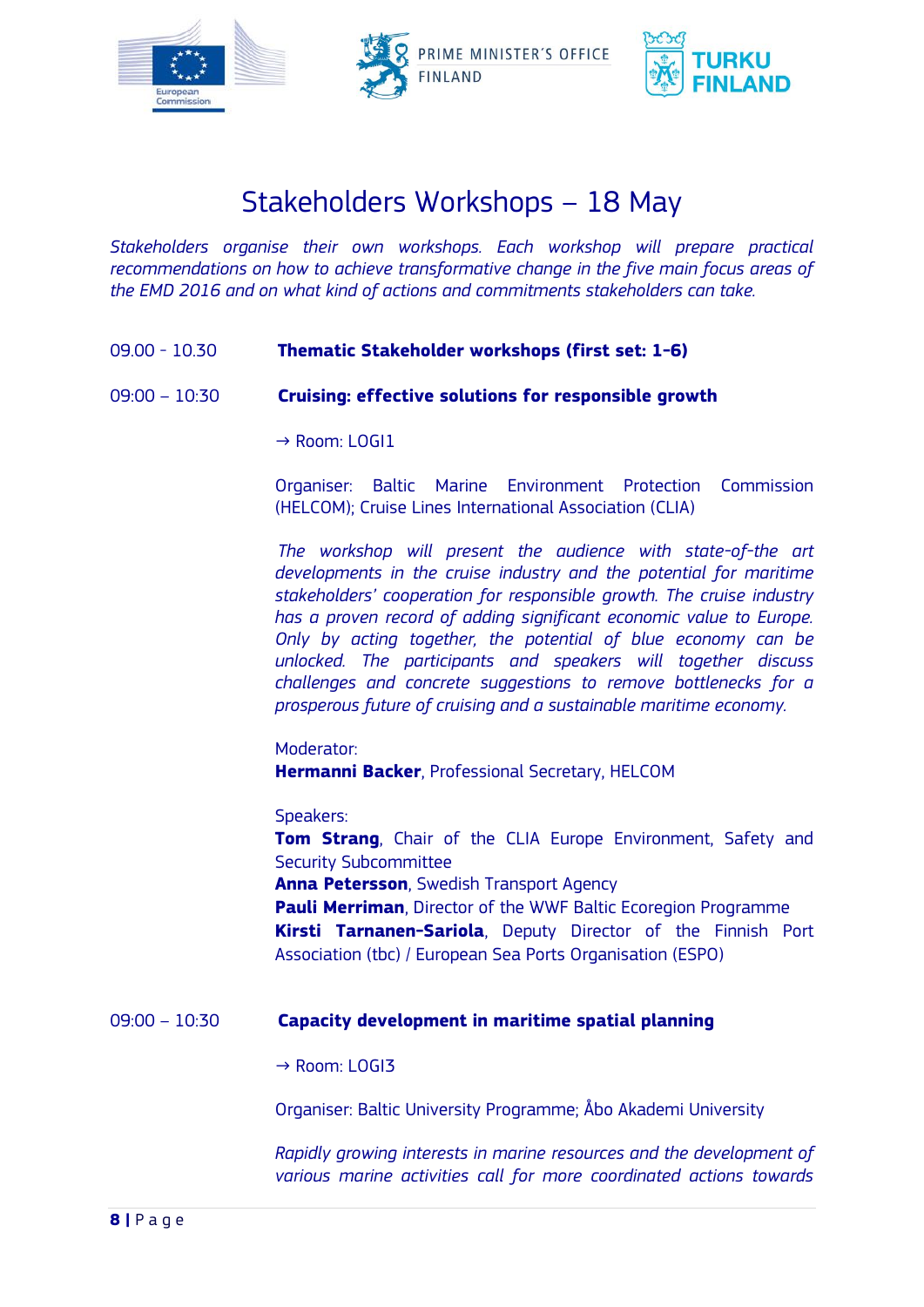# Stakeholders Workshops – 18 May

*Stakeholders organise their own workshops. Each workshop will prepare practical recommendations on how to achieve transformative change in the five main focus areas of the EMD 2016 and on what kind of actions and commitments stakeholders can take.*

09.00 - 10.30 **Thematic Stakeholder workshops (first set: 1-6)**

09:00 – 10:30 **Cruising: effective solutions for responsible growth**

→ Room: LOGI1

Organiser: Baltic Marine Environment Protection Commission (HELCOM); Cruise Lines International Association (CLIA)

*The workshop will present the audience with state-of-the art developments in the cruise industry and the potential for maritime stakeholders' cooperation for responsible growth. The cruise industry has a proven record of adding significant economic value to Europe. Only by acting together, the potential of blue economy can be unlocked. The participants and speakers will together discuss challenges and concrete suggestions to remove bottlenecks for a prosperous future of cruising and a sustainable maritime economy.*

Moderator:
**Hermanni Backer**, Professional Secretary, HELCOM

Speakers:
**Tom Strang**, Chair of the CLIA Europe Environment, Safety and Security Subcommittee
**Anna Petersson**, Swedish Transport Agency
**Pauli Merriman**, Director of the WWF Baltic Ecoregion Programme
**Kirsti Tarnanen-Sariola**, Deputy Director of the Finnish Port Association (tbc) / European Sea Ports Organisation (ESPO)

09:00 – 10:30 **Capacity development in maritime spatial planning**

→ Room: LOGI3

Organiser: Baltic University Programme; Åbo Akademi University

*Rapidly growing interests in marine resources and the development of various marine activities call for more coordinated actions towards*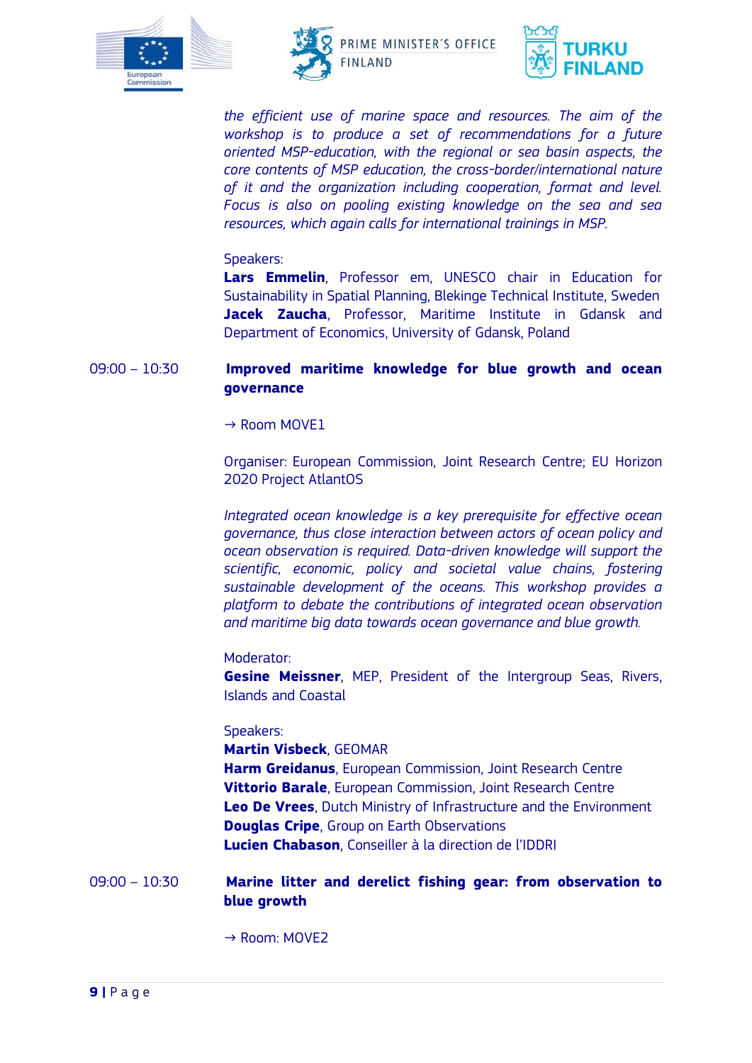*the efficient use of marine space and resources. The aim of the workshop is to produce a set of recommendations for a future oriented MSP-education, with the regional or sea basin aspects, the core contents of MSP education, the cross-border/international nature of it and the organization including cooperation, format and level. Focus is also on pooling existing knowledge on the sea and sea resources, which again calls for international trainings in MSP.*

Speakers:
**Lars Emmelin**, Professor em, UNESCO chair in Education for Sustainability in Spatial Planning, Blekinge Technical Institute, Sweden
**Jacek Zaucha**, Professor, Maritime Institute in Gdansk and Department of Economics, University of Gdansk, Poland

09:00 – 10:30 **Improved maritime knowledge for blue growth and ocean governance**

→ Room MOVE1

Organiser: European Commission, Joint Research Centre; EU Horizon 2020 Project AtlantOS

*Integrated ocean knowledge is a key prerequisite for effective ocean governance, thus close interaction between actors of ocean policy and ocean observation is required. Data-driven knowledge will support the scientific, economic, policy and societal value chains, fostering sustainable development of the oceans. This workshop provides a platform to debate the contributions of integrated ocean observation and maritime big data towards ocean governance and blue growth.*

Moderator:
**Gesine Meissner**, MEP, President of the Intergroup Seas, Rivers, Islands and Coastal

Speakers:
**Martin Visbeck**, GEOMAR
**Harm Greidanus**, European Commission, Joint Research Centre
**Vittorio Barale**, European Commission, Joint Research Centre
**Leo De Vrees**, Dutch Ministry of Infrastructure and the Environment
**Douglas Cripe**, Group on Earth Observations
**Lucien Chabason**, Conseiller à la direction de l'IDDRI

09:00 – 10:30 **Marine litter and derelict fishing gear: from observation to blue growth**

→ Room: MOVE2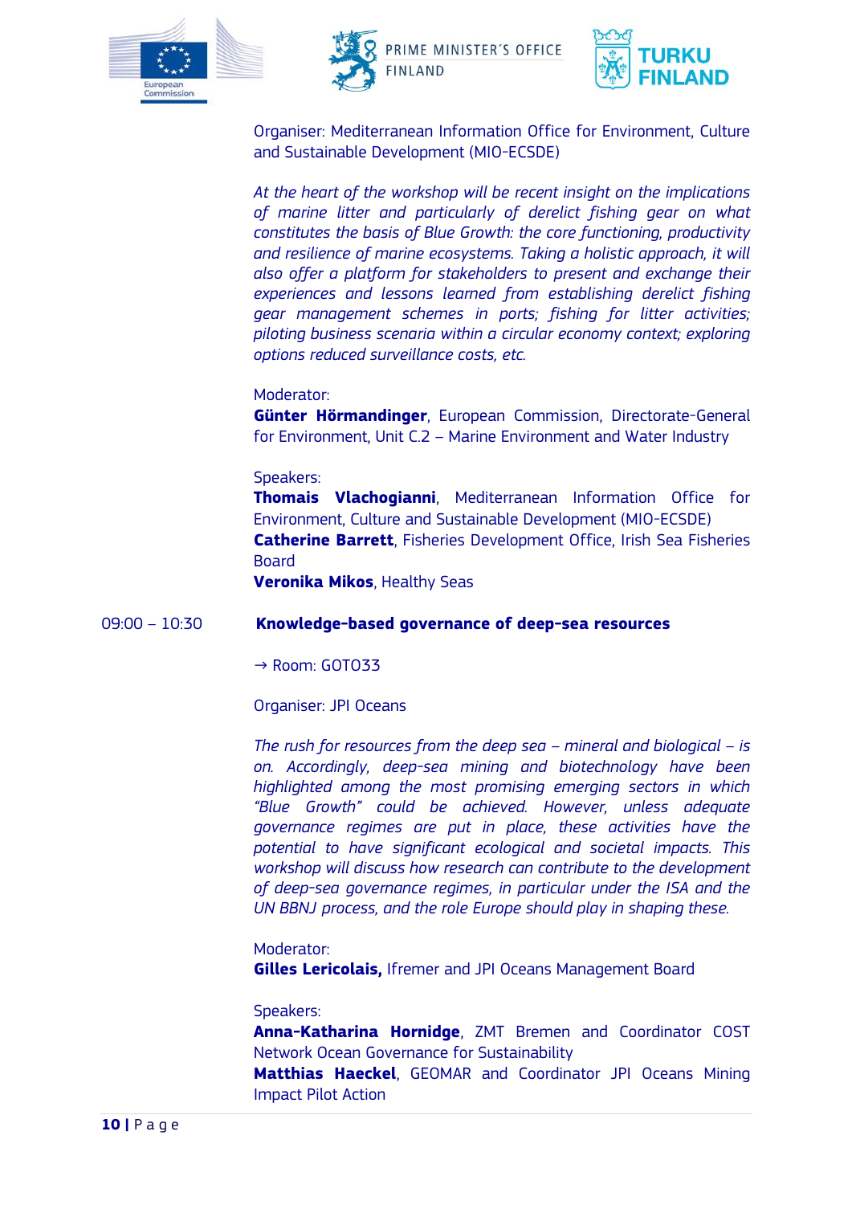Organiser: Mediterranean Information Office for Environment, Culture and Sustainable Development (MIO-ECSDE)

*At the heart of the workshop will be recent insight on the implications of marine litter and particularly of derelict fishing gear on what constitutes the basis of Blue Growth: the core functioning, productivity and resilience of marine ecosystems. Taking a holistic approach, it will also offer a platform for stakeholders to present and exchange their experiences and lessons learned from establishing derelict fishing gear management schemes in ports; fishing for litter activities; piloting business scenaria within a circular economy context; exploring options reduced surveillance costs, etc.*

Moderator:
**Günter Hörmandinger**, European Commission, Directorate-General for Environment, Unit C.2 – Marine Environment and Water Industry

Speakers:
**Thomais Vlachogianni**, Mediterranean Information Office for Environment, Culture and Sustainable Development (MIO-ECSDE)
**Catherine Barrett**, Fisheries Development Office, Irish Sea Fisheries Board
**Veronika Mikos**, Healthy Seas

09:00 – 10:30 **Knowledge-based governance of deep-sea resources**

→ Room: GOTO33

Organiser: JPI Oceans

*The rush for resources from the deep sea – mineral and biological – is on. Accordingly, deep-sea mining and biotechnology have been highlighted among the most promising emerging sectors in which "Blue Growth" could be achieved. However, unless adequate governance regimes are put in place, these activities have the potential to have significant ecological and societal impacts. This workshop will discuss how research can contribute to the development of deep-sea governance regimes, in particular under the ISA and the UN BBNJ process, and the role Europe should play in shaping these.*

Moderator:
**Gilles Lericolais,** Ifremer and JPI Oceans Management Board

Speakers:
**Anna-Katharina Hornidge**, ZMT Bremen and Coordinator COST Network Ocean Governance for Sustainability
**Matthias Haeckel**, GEOMAR and Coordinator JPI Oceans Mining Impact Pilot Action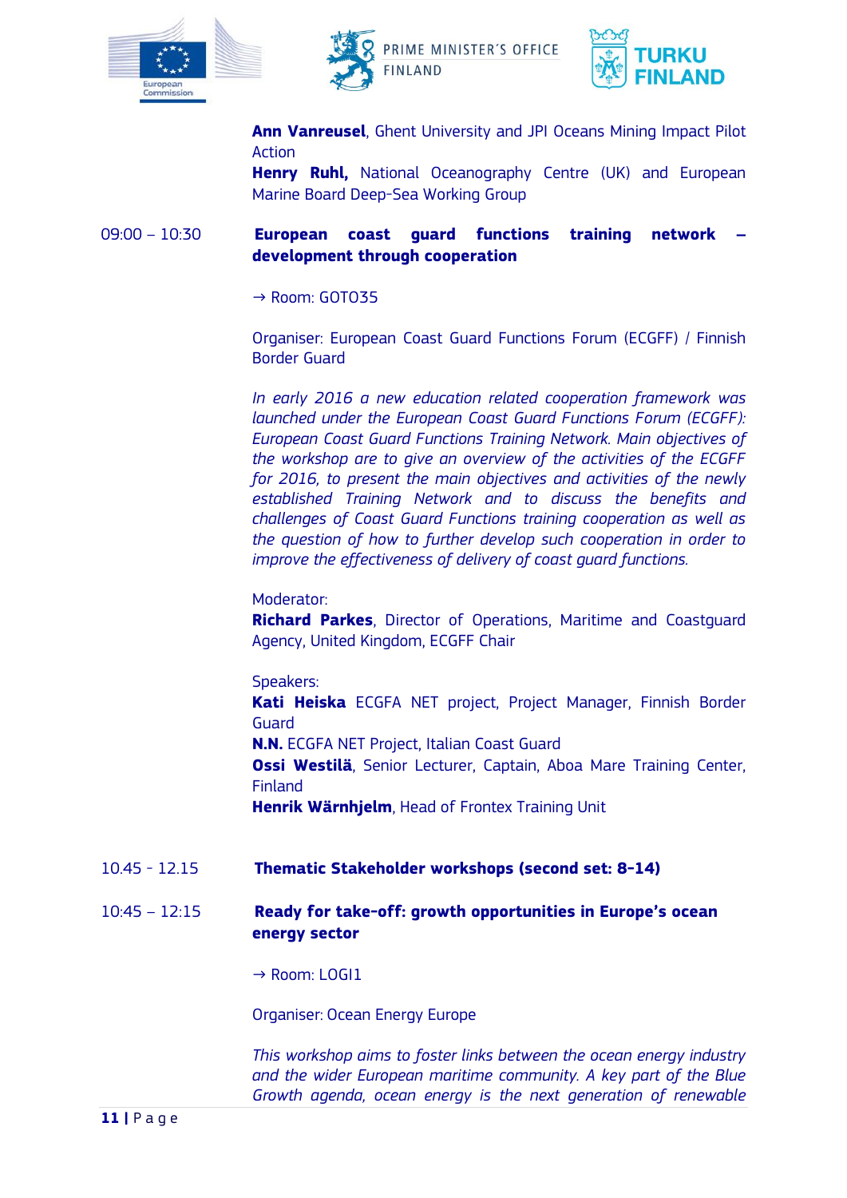**Ann Vanreusel**, Ghent University and JPI Oceans Mining Impact Pilot Action
**Henry Ruhl,** National Oceanography Centre (UK) and European Marine Board Deep-Sea Working Group

09:00 – 10:30 **European coast guard functions training network – development through cooperation**

→ Room: GOTO35

Organiser: European Coast Guard Functions Forum (ECGFF) / Finnish Border Guard

*In early 2016 a new education related cooperation framework was launched under the European Coast Guard Functions Forum (ECGFF): European Coast Guard Functions Training Network. Main objectives of the workshop are to give an overview of the activities of the ECGFF for 2016, to present the main objectives and activities of the newly established Training Network and to discuss the benefits and challenges of Coast Guard Functions training cooperation as well as the question of how to further develop such cooperation in order to improve the effectiveness of delivery of coast guard functions.*

Moderator:
**Richard Parkes**, Director of Operations, Maritime and Coastguard Agency, United Kingdom, ECGFF Chair

Speakers:
**Kati Heiska** ECGFA NET project, Project Manager, Finnish Border Guard
**N.N.** ECGFA NET Project, Italian Coast Guard
**Ossi Westilä**, Senior Lecturer, Captain, Aboa Mare Training Center, Finland
**Henrik Wärnhjelm**, Head of Frontex Training Unit

10.45 - 12.15 **Thematic Stakeholder workshops (second set: 8-14)**

10:45 – 12:15 **Ready for take-off: growth opportunities in Europe's ocean energy sector**

→ Room: LOGI1

Organiser: Ocean Energy Europe

*This workshop aims to foster links between the ocean energy industry and the wider European maritime community. A key part of the Blue Growth agenda, ocean energy is the next generation of renewable*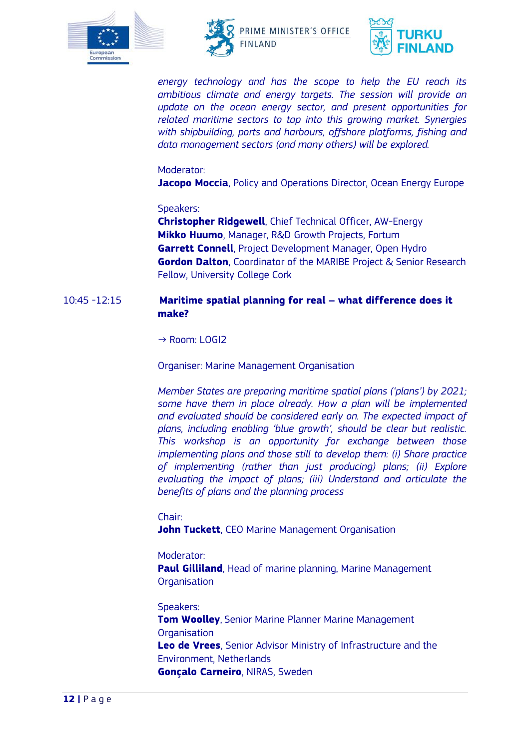*energy technology and has the scope to help the EU reach its ambitious climate and energy targets. The session will provide an update on the ocean energy sector, and present opportunities for related maritime sectors to tap into this growing market. Synergies with shipbuilding, ports and harbours, offshore platforms, fishing and data management sectors (and many others) will be explored.*

Moderator:
**Jacopo Moccia**, Policy and Operations Director, Ocean Energy Europe

Speakers:
**Christopher Ridgewell**, Chief Technical Officer, AW-Energy
**Mikko Huumo**, Manager, R&D Growth Projects, Fortum
**Garrett Connell**, Project Development Manager, Open Hydro
**Gordon Dalton**, Coordinator of the MARIBE Project & Senior Research Fellow, University College Cork

10:45 -12:15 **Maritime spatial planning for real – what difference does it make?**

→ Room: LOGI2

Organiser: Marine Management Organisation

*Member States are preparing maritime spatial plans ('plans') by 2021; some have them in place already. How a plan will be implemented and evaluated should be considered early on. The expected impact of plans, including enabling 'blue growth', should be clear but realistic. This workshop is an opportunity for exchange between those implementing plans and those still to develop them: (i) Share practice of implementing (rather than just producing) plans; (ii) Explore evaluating the impact of plans; (iii) Understand and articulate the benefits of plans and the planning process*

Chair:
**John Tuckett**, CEO Marine Management Organisation

Moderator:
**Paul Gilliland**, Head of marine planning, Marine Management Organisation

Speakers:
**Tom Woolley**, Senior Marine Planner Marine Management Organisation
**Leo de Vrees**, Senior Advisor Ministry of Infrastructure and the Environment, Netherlands
**Gonçalo Carneiro**, NIRAS, Sweden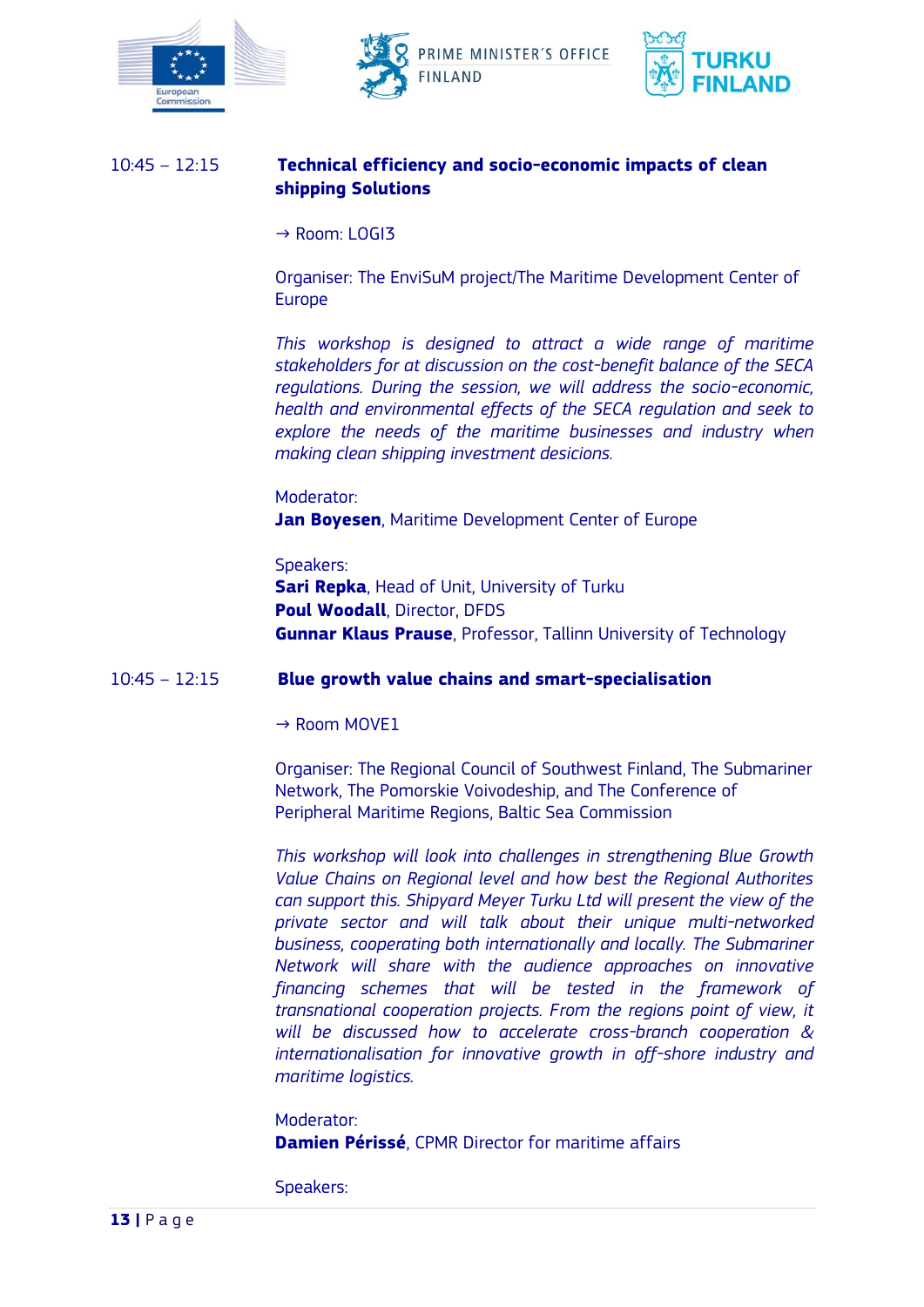10:45 – 12:15

**Technical efficiency and socio-economic impacts of clean shipping Solutions**

→ Room: LOGI3

Organiser: The EnviSuM project/The Maritime Development Center of Europe

*This workshop is designed to attract a wide range of maritime stakeholders for at discussion on the cost-benefit balance of the SECA regulations. During the session, we will address the socio-economic, health and environmental effects of the SECA regulation and seek to explore the needs of the maritime businesses and industry when making clean shipping investment desicions.*

Moderator:
**Jan Boyesen**, Maritime Development Center of Europe

Speakers:
**Sari Repka**, Head of Unit, University of Turku
**Poul Woodall**, Director, DFDS
**Gunnar Klaus Prause**, Professor, Tallinn University of Technology

10:45 – 12:15

**Blue growth value chains and smart-specialisation**

→ Room MOVE1

Organiser: The Regional Council of Southwest Finland, The Submariner Network, The Pomorskie Voivodeship, and The Conference of Peripheral Maritime Regions, Baltic Sea Commission

*This workshop will look into challenges in strengthening Blue Growth Value Chains on Regional level and how best the Regional Authorites can support this. Shipyard Meyer Turku Ltd will present the view of the private sector and will talk about their unique multi-networked business, cooperating both internationally and locally. The Submariner Network will share with the audience approaches on innovative financing schemes that will be tested in the framework of transnational cooperation projects. From the regions point of view, it will be discussed how to accelerate cross-branch cooperation & internationalisation for innovative growth in off-shore industry and maritime logistics.*

Moderator:
**Damien Périssé**, CPMR Director for maritime affairs

Speakers: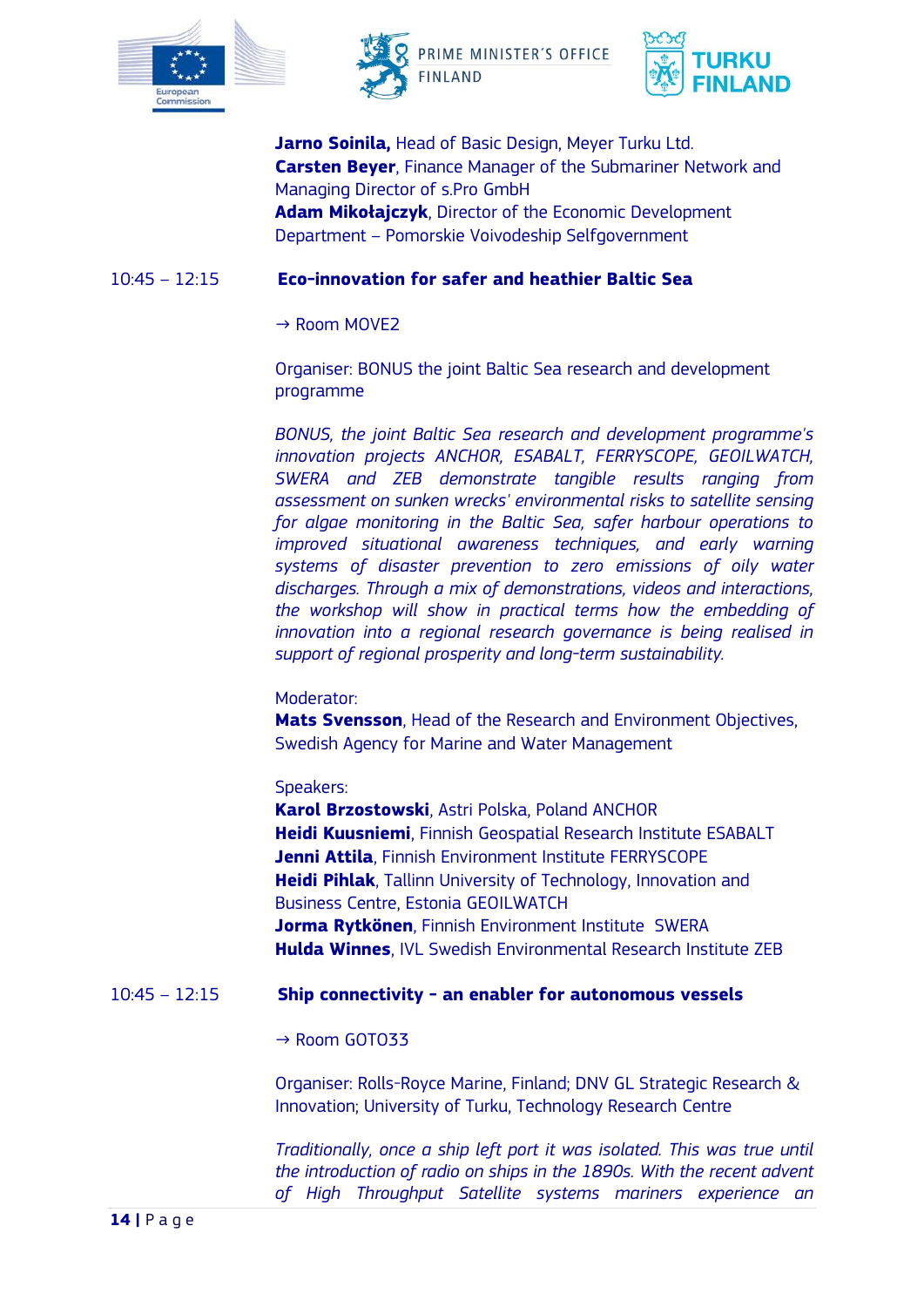**Jarno Soinila,** Head of Basic Design, Meyer Turku Ltd.
**Carsten Beyer**, Finance Manager of the Submariner Network and Managing Director of s.Pro GmbH
**Adam Mikołajczyk**, Director of the Economic Development Department – Pomorskie Voivodeship Selfgovernment

10:45 – 12:15 **Eco-innovation for safer and heathier Baltic Sea**

→ Room MOVE2

Organiser: BONUS the joint Baltic Sea research and development programme

*BONUS, the joint Baltic Sea research and development programme's innovation projects ANCHOR, ESABALT, FERRYSCOPE, GEOILWATCH, SWERA and ZEB demonstrate tangible results ranging from assessment on sunken wrecks' environmental risks to satellite sensing for algae monitoring in the Baltic Sea, safer harbour operations to improved situational awareness techniques, and early warning systems of disaster prevention to zero emissions of oily water discharges. Through a mix of demonstrations, videos and interactions, the workshop will show in practical terms how the embedding of innovation into a regional research governance is being realised in support of regional prosperity and long-term sustainability.*

Moderator:
**Mats Svensson**, Head of the Research and Environment Objectives, Swedish Agency for Marine and Water Management

Speakers:
**Karol Brzostowski**, Astri Polska, Poland ANCHOR
**Heidi Kuusniemi**, Finnish Geospatial Research Institute ESABALT
**Jenni Attila**, Finnish Environment Institute FERRYSCOPE
**Heidi Pihlak**, Tallinn University of Technology, Innovation and Business Centre, Estonia GEOILWATCH
**Jorma Rytkönen**, Finnish Environment Institute SWERA
**Hulda Winnes**, IVL Swedish Environmental Research Institute ZEB

10:45 – 12:15 **Ship connectivity - an enabler for autonomous vessels**

→ Room GOTO33

Organiser: Rolls-Royce Marine, Finland; DNV GL Strategic Research & Innovation; University of Turku, Technology Research Centre

*Traditionally, once a ship left port it was isolated. This was true until the introduction of radio on ships in the 1890s. With the recent advent of High Throughput Satellite systems mariners experience an*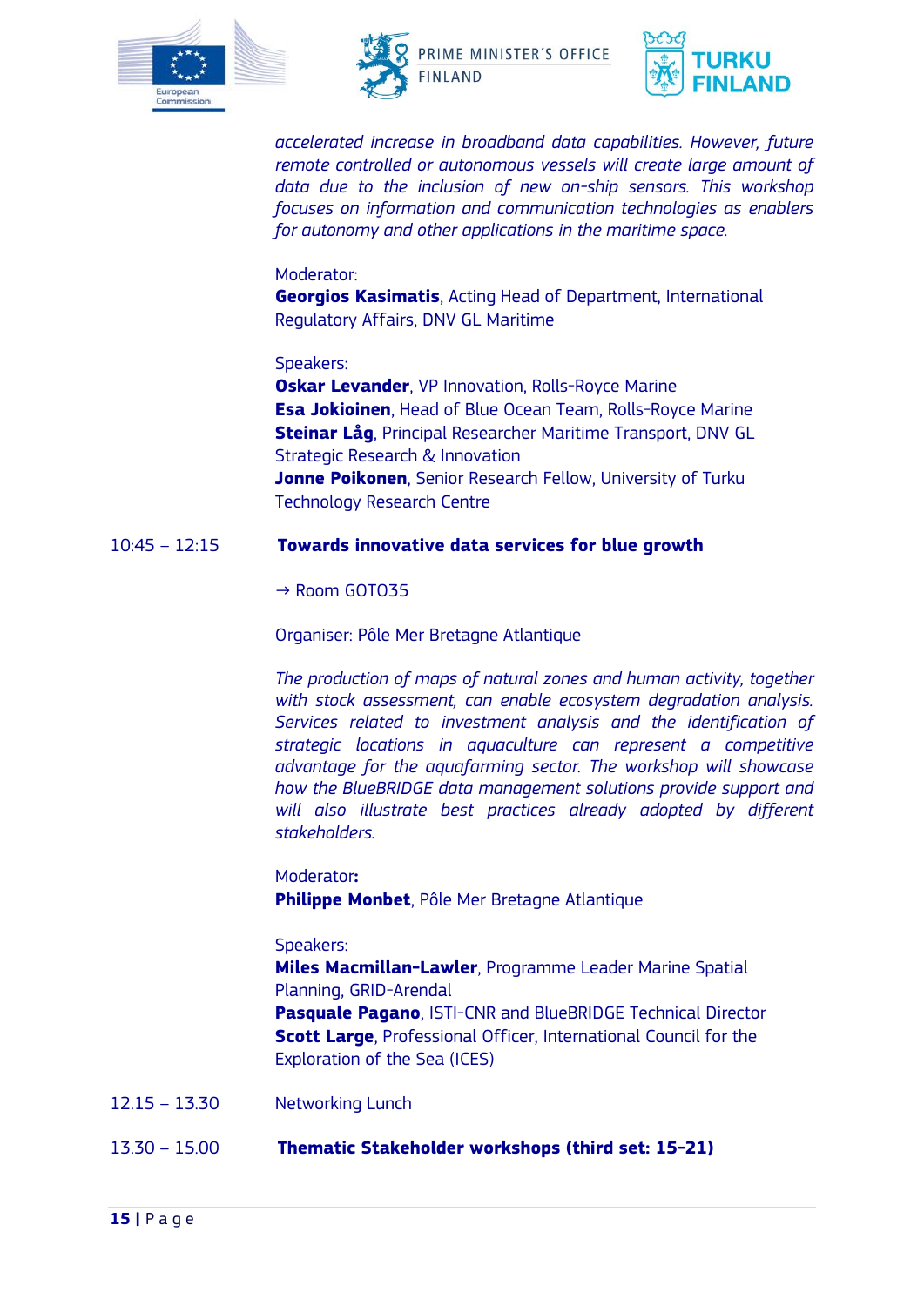*accelerated increase in broadband data capabilities. However, future remote controlled or autonomous vessels will create large amount of data due to the inclusion of new on-ship sensors. This workshop focuses on information and communication technologies as enablers for autonomy and other applications in the maritime space.*

Moderator:
**Georgios Kasimatis**, Acting Head of Department, International Regulatory Affairs, DNV GL Maritime

Speakers:
**Oskar Levander**, VP Innovation, Rolls-Royce Marine
**Esa Jokioinen**, Head of Blue Ocean Team, Rolls-Royce Marine
**Steinar Låg**, Principal Researcher Maritime Transport, DNV GL Strategic Research & Innovation
**Jonne Poikonen**, Senior Research Fellow, University of Turku Technology Research Centre

10:45 – 12:15 **Towards innovative data services for blue growth**

→ Room GOTO35

Organiser: Pôle Mer Bretagne Atlantique

*The production of maps of natural zones and human activity, together with stock assessment, can enable ecosystem degradation analysis. Services related to investment analysis and the identification of strategic locations in aquaculture can represent a competitive advantage for the aquafarming sector. The workshop will showcase how the BlueBRIDGE data management solutions provide support and will also illustrate best practices already adopted by different stakeholders.*

Moderator**:**
**Philippe Monbet**, Pôle Mer Bretagne Atlantique

Speakers:
**Miles Macmillan-Lawler**, Programme Leader Marine Spatial Planning, GRID-Arendal
**Pasquale Pagano**, ISTI-CNR and BlueBRIDGE Technical Director
**Scott Large**, Professional Officer, International Council for the Exploration of the Sea (ICES)

12.15 – 13.30 Networking Lunch

13.30 – 15.00 **Thematic Stakeholder workshops (third set: 15-21)**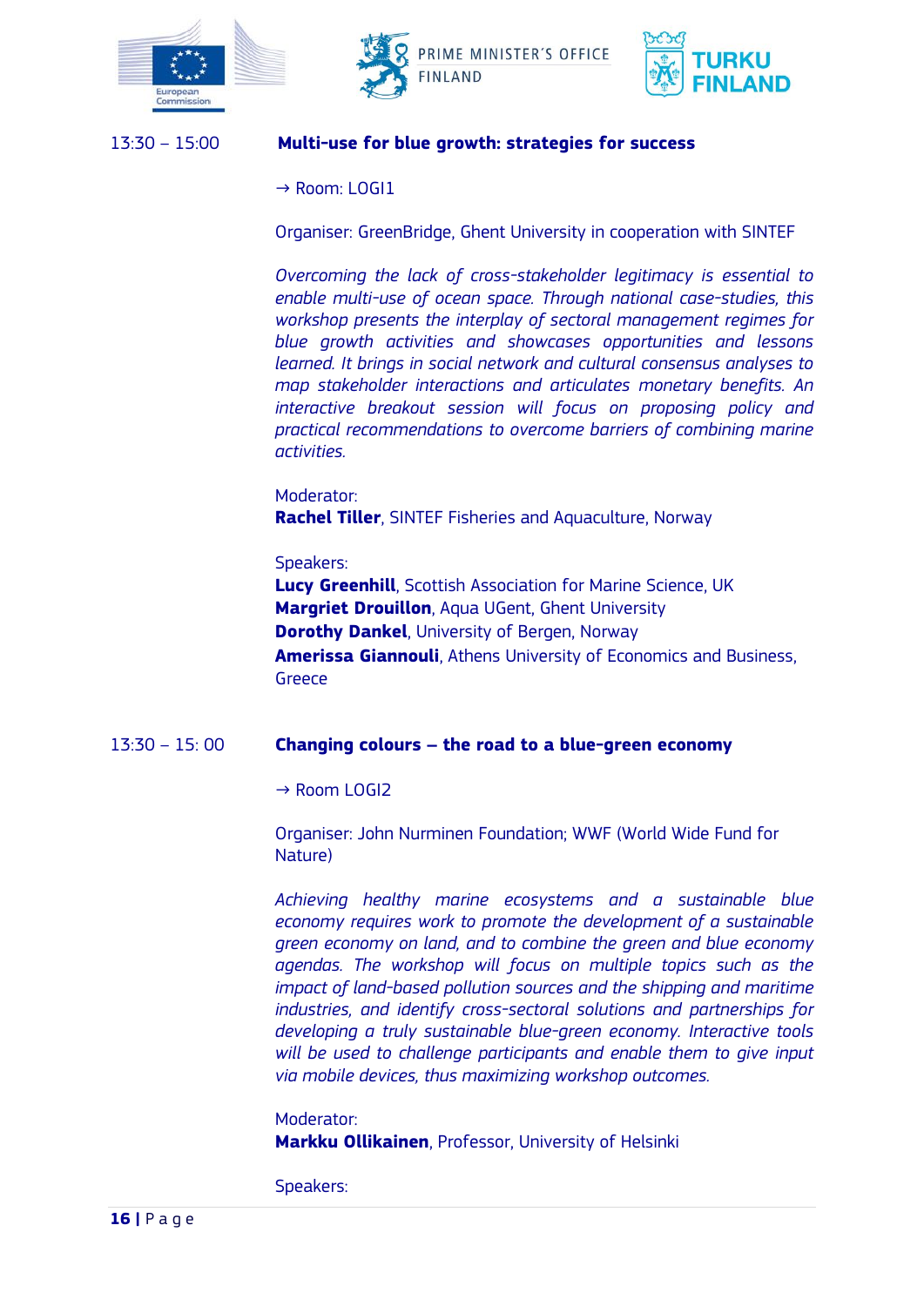13:30 – 15:00 **Multi-use for blue growth: strategies for success**

→ Room: LOGI1

Organiser: GreenBridge, Ghent University in cooperation with SINTEF

*Overcoming the lack of cross-stakeholder legitimacy is essential to enable multi-use of ocean space. Through national case-studies, this workshop presents the interplay of sectoral management regimes for blue growth activities and showcases opportunities and lessons learned. It brings in social network and cultural consensus analyses to map stakeholder interactions and articulates monetary benefits. An interactive breakout session will focus on proposing policy and practical recommendations to overcome barriers of combining marine activities.*

Moderator:
**Rachel Tiller**, SINTEF Fisheries and Aquaculture, Norway

Speakers:
**Lucy Greenhill**, Scottish Association for Marine Science, UK
**Margriet Drouillon**, Aqua UGent, Ghent University
**Dorothy Dankel**, University of Bergen, Norway
**Amerissa Giannouli**, Athens University of Economics and Business, Greece

13:30 – 15: 00 **Changing colours – the road to a blue-green economy**

→ Room LOGI2

Organiser: John Nurminen Foundation; WWF (World Wide Fund for Nature)

*Achieving healthy marine ecosystems and a sustainable blue economy requires work to promote the development of a sustainable green economy on land, and to combine the green and blue economy agendas. The workshop will focus on multiple topics such as the impact of land-based pollution sources and the shipping and maritime industries, and identify cross-sectoral solutions and partnerships for developing a truly sustainable blue-green economy. Interactive tools will be used to challenge participants and enable them to give input via mobile devices, thus maximizing workshop outcomes.*

Moderator:
**Markku Ollikainen**, Professor, University of Helsinki

Speakers: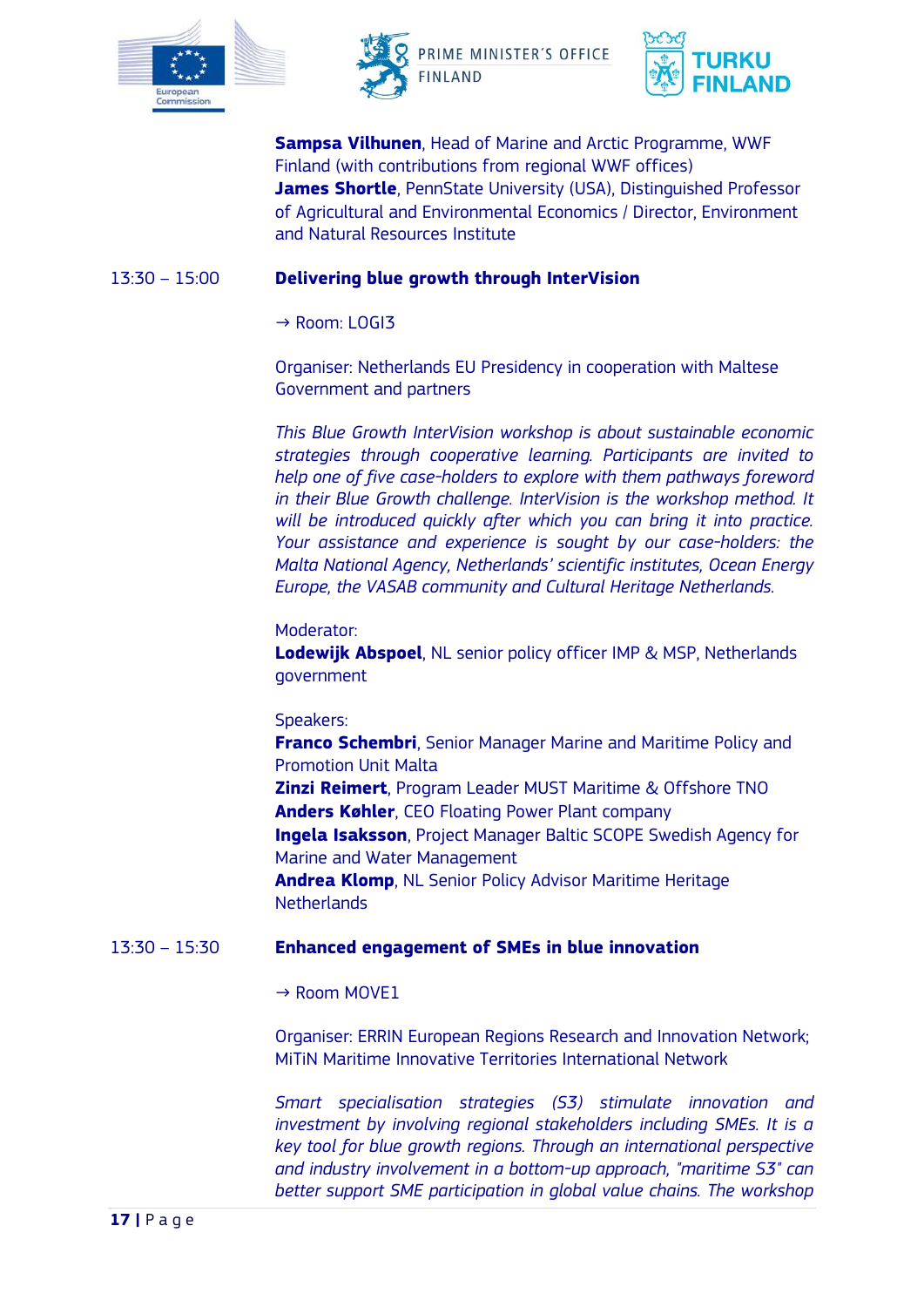**Sampsa Vilhunen**, Head of Marine and Arctic Programme, WWF Finland (with contributions from regional WWF offices)
**James Shortle**, PennState University (USA), Distinguished Professor of Agricultural and Environmental Economics / Director, Environment and Natural Resources Institute

13:30 – 15:00 **Delivering blue growth through InterVision**

→ Room: LOGI3

Organiser: Netherlands EU Presidency in cooperation with Maltese Government and partners

*This Blue Growth InterVision workshop is about sustainable economic strategies through cooperative learning. Participants are invited to help one of five case-holders to explore with them pathways foreword in their Blue Growth challenge. InterVision is the workshop method. It will be introduced quickly after which you can bring it into practice. Your assistance and experience is sought by our case-holders: the Malta National Agency, Netherlands' scientific institutes, Ocean Energy Europe, the VASAB community and Cultural Heritage Netherlands.*

Moderator:
**Lodewijk Abspoel**, NL senior policy officer IMP & MSP, Netherlands government

Speakers:
**Franco Schembri**, Senior Manager Marine and Maritime Policy and Promotion Unit Malta
**Zinzi Reimert**, Program Leader MUST Maritime & Offshore TNO
**Anders Køhler**, CEO Floating Power Plant company
**Ingela Isaksson**, Project Manager Baltic SCOPE Swedish Agency for Marine and Water Management
**Andrea Klomp**, NL Senior Policy Advisor Maritime Heritage Netherlands

13:30 – 15:30 **Enhanced engagement of SMEs in blue innovation**

→ Room MOVE1

Organiser: ERRIN European Regions Research and Innovation Network; MiTiN Maritime Innovative Territories International Network

*Smart specialisation strategies (S3) stimulate innovation and investment by involving regional stakeholders including SMEs. It is a key tool for blue growth regions. Through an international perspective and industry involvement in a bottom-up approach, "maritime S3" can better support SME participation in global value chains. The workshop*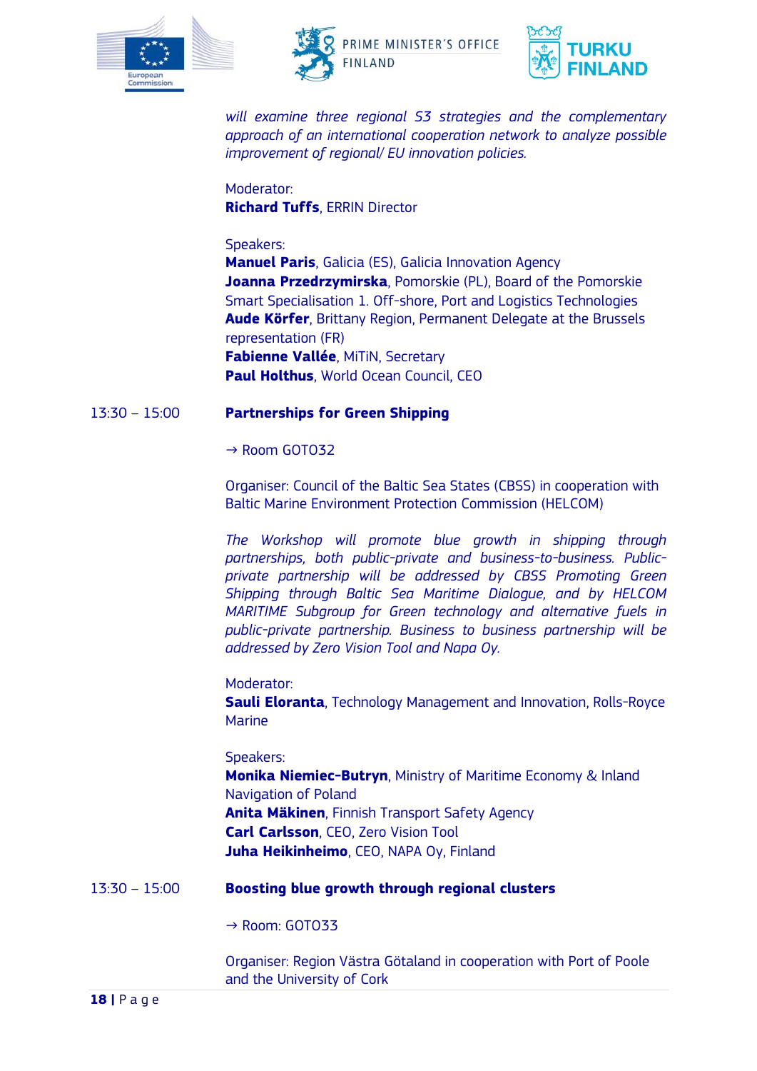*will examine three regional S3 strategies and the complementary approach of an international cooperation network to analyze possible improvement of regional/ EU innovation policies.*

Moderator:
**Richard Tuffs**, ERRIN Director

Speakers:
**Manuel Paris**, Galicia (ES), Galicia Innovation Agency
**Joanna Przedrzymirska**, Pomorskie (PL), Board of the Pomorskie Smart Specialisation 1. Off-shore, Port and Logistics Technologies
**Aude Körfer**, Brittany Region, Permanent Delegate at the Brussels representation (FR)
**Fabienne Vallée**, MiTiN, Secretary
**Paul Holthus**, World Ocean Council, CEO

13:30 – 15:00 **Partnerships for Green Shipping**

→ Room GOTO32

Organiser: Council of the Baltic Sea States (CBSS) in cooperation with Baltic Marine Environment Protection Commission (HELCOM)

*The Workshop will promote blue growth in shipping through partnerships, both public-private and business-to-business. Public-private partnership will be addressed by CBSS Promoting Green Shipping through Baltic Sea Maritime Dialogue, and by HELCOM MARITIME Subgroup for Green technology and alternative fuels in public-private partnership. Business to business partnership will be addressed by Zero Vision Tool and Napa Oy.*

Moderator:
**Sauli Eloranta**, Technology Management and Innovation, Rolls-Royce Marine

Speakers:
**Monika Niemiec-Butryn**, Ministry of Maritime Economy & Inland Navigation of Poland
**Anita Mäkinen**, Finnish Transport Safety Agency
**Carl Carlsson**, CEO, Zero Vision Tool
**Juha Heikinheimo**, CEO, NAPA Oy, Finland

13:30 – 15:00 **Boosting blue growth through regional clusters**

→ Room: GOTO33

Organiser: Region Västra Götaland in cooperation with Port of Poole and the University of Cork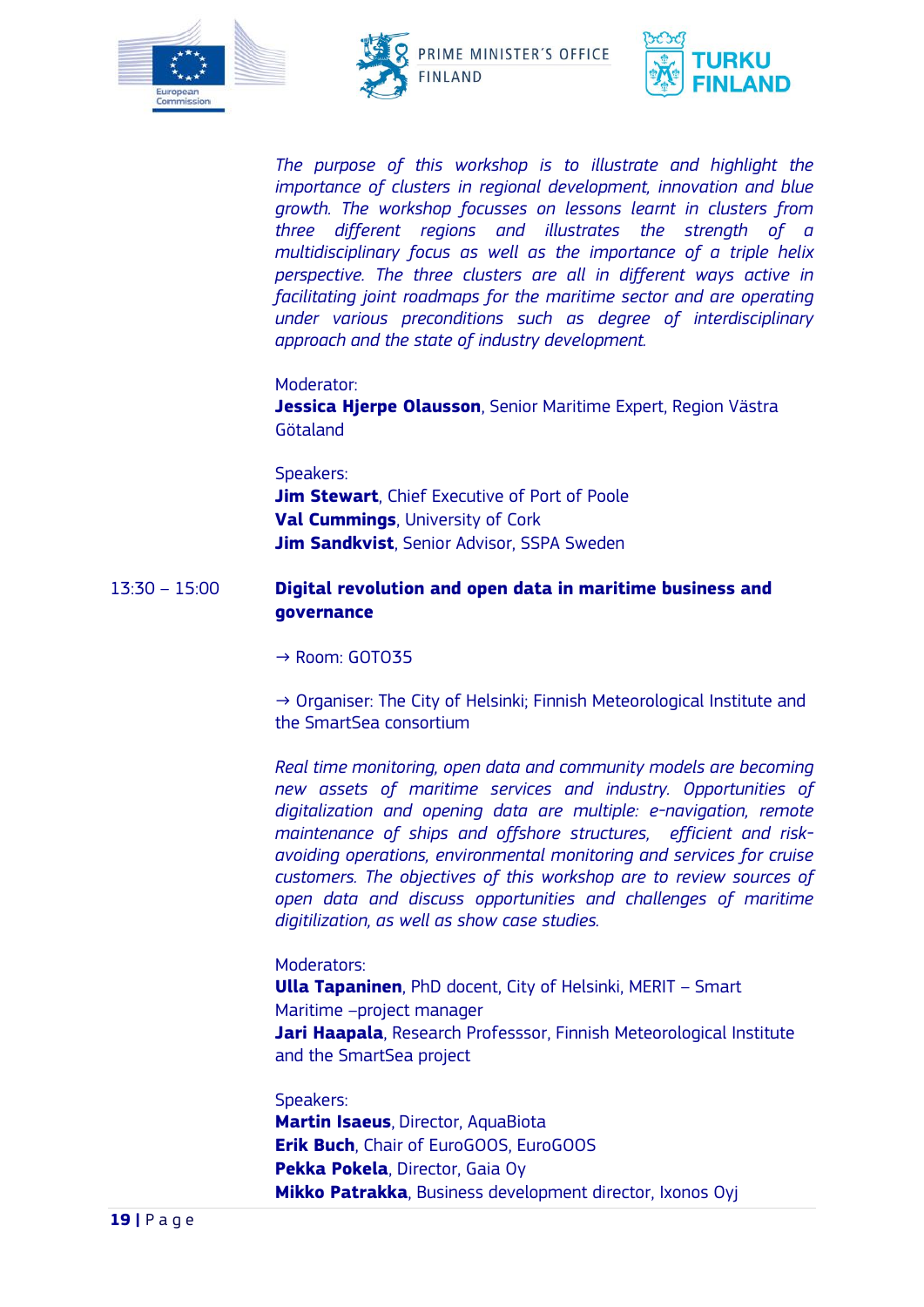*The purpose of this workshop is to illustrate and highlight the importance of clusters in regional development, innovation and blue growth. The workshop focusses on lessons learnt in clusters from three different regions and illustrates the strength of a multidisciplinary focus as well as the importance of a triple helix perspective. The three clusters are all in different ways active in facilitating joint roadmaps for the maritime sector and are operating under various preconditions such as degree of interdisciplinary approach and the state of industry development.*

Moderator:
**Jessica Hjerpe Olausson**, Senior Maritime Expert, Region Västra Götaland

Speakers:
**Jim Stewart**, Chief Executive of Port of Poole
**Val Cummings**, University of Cork
**Jim Sandkvist**, Senior Advisor, SSPA Sweden

13:30 – 15:00 **Digital revolution and open data in maritime business and governance**

→ Room: GOTO35

→ Organiser: The City of Helsinki; Finnish Meteorological Institute and the SmartSea consortium

*Real time monitoring, open data and community models are becoming new assets of maritime services and industry. Opportunities of digitalization and opening data are multiple: e-navigation, remote maintenance of ships and offshore structures, efficient and risk-avoiding operations, environmental monitoring and services for cruise customers. The objectives of this workshop are to review sources of open data and discuss opportunities and challenges of maritime digitilization, as well as show case studies.*

Moderators:
**Ulla Tapaninen**, PhD docent, City of Helsinki, MERIT – Smart Maritime –project manager
**Jari Haapala**, Research Professsor, Finnish Meteorological Institute and the SmartSea project

Speakers:
**Martin Isaeus**, Director, AquaBiota
**Erik Buch**, Chair of EuroGOOS, EuroGOOS
**Pekka Pokela**, Director, Gaia Oy
**Mikko Patrakka**, Business development director, Ixonos Oyj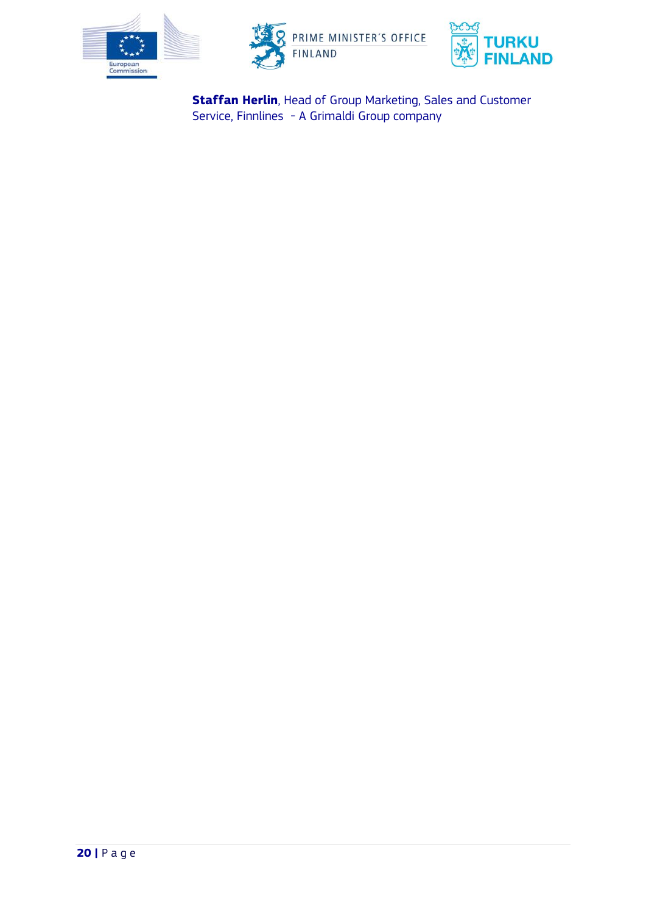**Staffan Herlin**, Head of Group Marketing, Sales and Customer Service, Finnlines - A Grimaldi Group company